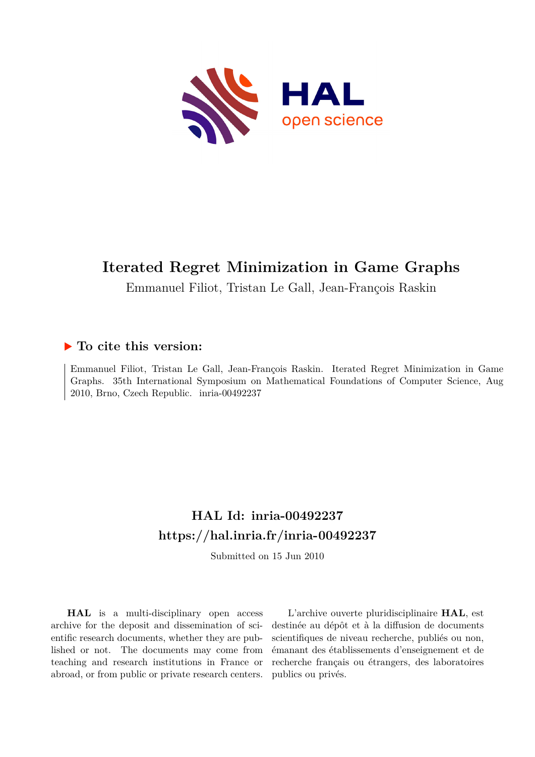# Iterated Regret Minimization in Game Graphs

Emmanuel Filiot, Tristan Le Gall, Jean-François Raskin

## ▶ To cite this version:

Emmanuel Filiot, Tristan Le Gall, Jean-François Raskin. Iterated Regret Minimization in Game Graphs. 35th International Symposium on Mathematical Foundations of Computer Science, Aug 2010, Brno, Czech Republic. inria-00492237

## HAL Id: inria-00492237
## https://hal.inria.fr/inria-00492237

Submitted on 15 Jun 2010

**HAL** is a multi-disciplinary open access archive for the deposit and dissemination of scientific research documents, whether they are published or not. The documents may come from teaching and research institutions in France or abroad, or from public or private research centers.

L'archive ouverte pluridisciplinaire **HAL**, est destinée au dépôt et à la diffusion de documents scientifiques de niveau recherche, publiés ou non, émanant des établissements d'enseignement et de recherche français ou étrangers, des laboratoires publics ou privés.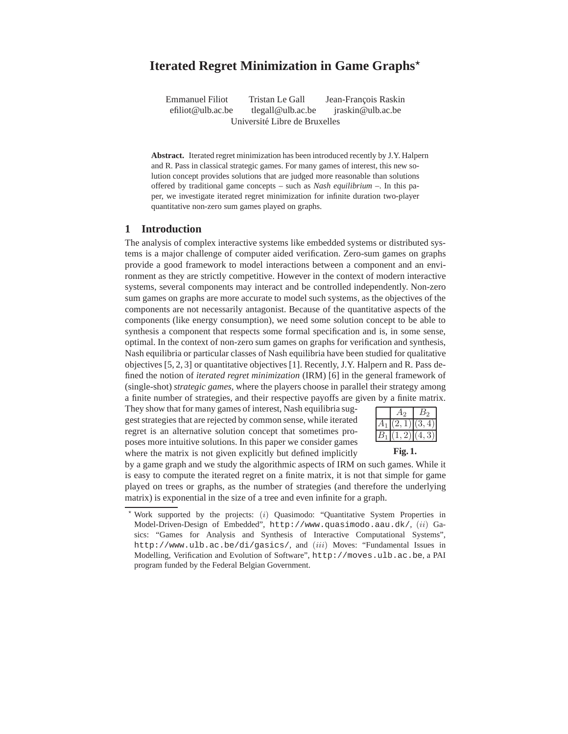# Iterated Regret Minimization in Game Graphs*

Emmanuel Filiot Tristan Le Gall Jean-François Raskin
efiliot@ulb.ac.be tlegall@ulb.ac.be jraskin@ulb.ac.be
Université Libre de Bruxelles

**Abstract.** Iterated regret minimization has been introduced recently by J.Y. Halpern and R. Pass in classical strategic games. For many games of interest, this new solution concept provides solutions that are judged more reasonable than solutions offered by traditional game concepts – such as *Nash equilibrium* –. In this paper, we investigate iterated regret minimization for infinite duration two-player quantitative non-zero sum games played on graphs.

## 1 Introduction

The analysis of complex interactive systems like embedded systems or distributed systems is a major challenge of computer aided verification. Zero-sum games on graphs provide a good framework to model interactions between a component and an environment as they are strictly competitive. However in the context of modern interactive systems, several components may interact and be controlled independently. Non-zero sum games on graphs are more accurate to model such systems, as the objectives of the components are not necessarily antagonist. Because of the quantitative aspects of the components (like energy consumption), we need some solution concept to be able to synthesis a component that respects some formal specification and is, in some sense, optimal. In the context of non-zero sum games on graphs for verification and synthesis, Nash equilibria or particular classes of Nash equilibria have been studied for qualitative objectives [5, 2, 3] or quantitative objectives [1]. Recently, J.Y. Halpern and R. Pass defined the notion of *iterated regret minimization* (IRM) [6] in the general framework of (single-shot) *strategic games*, where the players choose in parallel their strategy among a finite number of strategies, and their respective payoffs are given by a finite matrix. They show that for many games of interest, Nash equilibria suggest strategies that are rejected by common sense, while iterated regret is an alternative solution concept that sometimes proposes more intuitive solutions. In this paper we consider games where the matrix is not given explicitly but defined implicitly by a game graph and we study the algorithmic aspects of IRM on such games. While it is easy to compute the iterated regret on a finite matrix, it is not that simple for game played on trees or graphs, as the number of strategies (and therefore the underlying matrix) is exponential in the size of a tree and even infinite for a graph.

| | $A_2$ | $B_2$ |
|---|---|---|
| $A_1$ | $(2,1)$ | $(3,4)$ |
| $B_1$ | $(1,2)$ | $(4,3)$ |

**Fig. 1.**

* Work supported by the projects: $(i)$ Quasimodo: "Quantitative System Properties in Model-Driven-Design of Embedded", `http://www.quasimodo.aau.dk/`, $(ii)$ Gasics: "Games for Analysis and Synthesis of Interactive Computational Systems", `http://www.ulb.ac.be/di/gasics/`, and $(iii)$ Moves: "Fundamental Issues in Modelling, Verification and Evolution of Software", `http://moves.ulb.ac.be`, a PAI program funded by the Federal Belgian Government.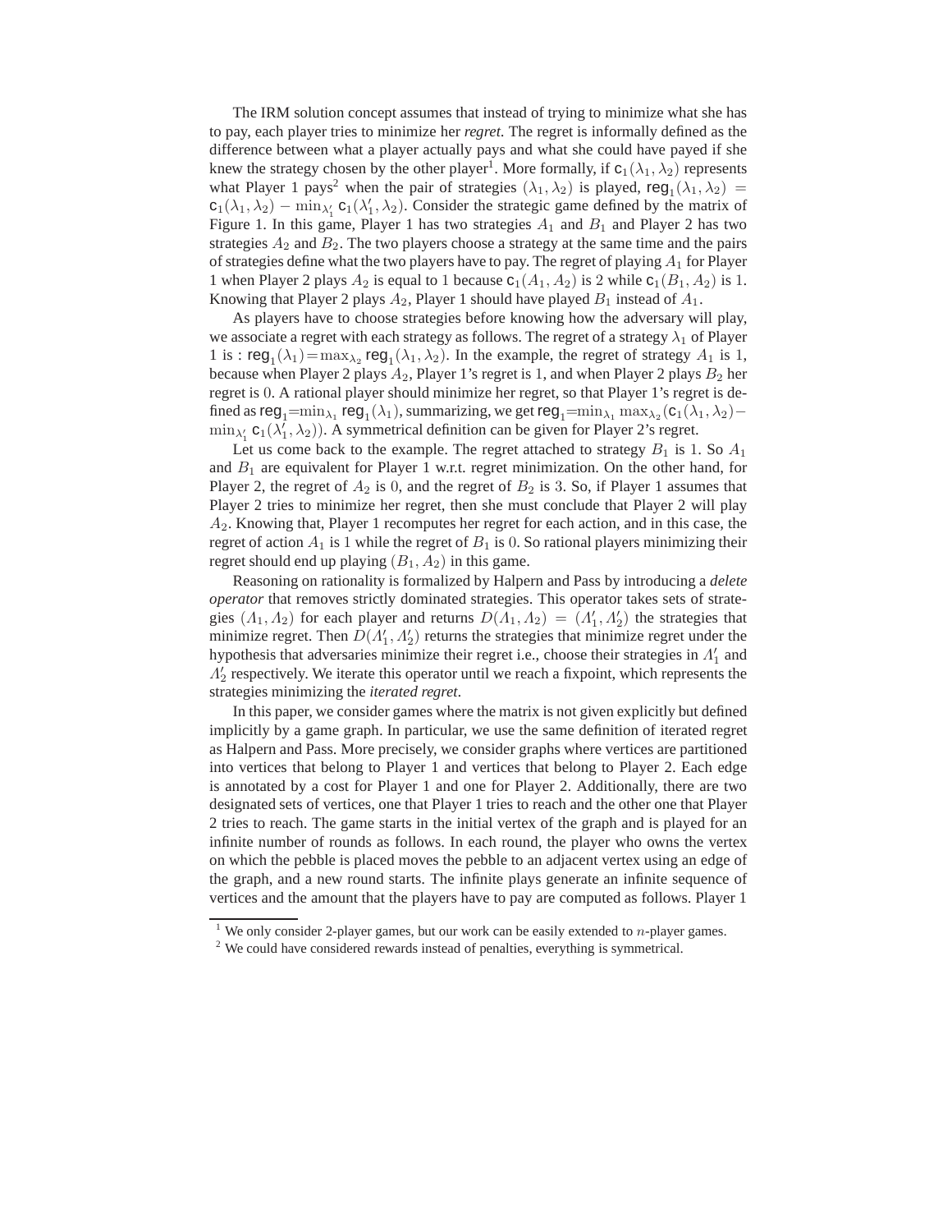The IRM solution concept assumes that instead of trying to minimize what she has to pay, each player tries to minimize her *regret*. The regret is informally defined as the difference between what a player actually pays and what she could have payed if she knew the strategy chosen by the other player[1]. More formally, if $\mathsf{c}_1(\lambda_1, \lambda_2)$ represents what Player 1 pays[2] when the pair of strategies $(\lambda_1, \lambda_2)$ is played, $\mathsf{reg}_1(\lambda_1, \lambda_2) = \mathsf{c}_1(\lambda_1, \lambda_2) - \min_{\lambda_1'} \mathsf{c}_1(\lambda_1', \lambda_2)$. Consider the strategic game defined by the matrix of Figure 1. In this game, Player 1 has two strategies $A_1$ and $B_1$ and Player 2 has two strategies $A_2$ and $B_2$. The two players choose a strategy at the same time and the pairs of strategies define what the two players have to pay. The regret of playing $A_1$ for Player 1 when Player 2 plays $A_2$ is equal to 1 because $\mathsf{c}_1(A_1, A_2)$ is 2 while $\mathsf{c}_1(B_1, A_2)$ is 1. Knowing that Player 2 plays $A_2$, Player 1 should have played $B_1$ instead of $A_1$.

As players have to choose strategies before knowing how the adversary will play, we associate a regret with each strategy as follows. The regret of a strategy $\lambda_1$ of Player 1 is : $\mathsf{reg}_1(\lambda_1) = \max_{\lambda_2} \mathsf{reg}_1(\lambda_1, \lambda_2)$. In the example, the regret of strategy $A_1$ is 1, because when Player 2 plays $A_2$, Player 1's regret is 1, and when Player 2 plays $B_2$ her regret is 0. A rational player should minimize her regret, so that Player 1's regret is defined as $\mathsf{reg}_1 = \min_{\lambda_1} \mathsf{reg}_1(\lambda_1)$, summarizing, we get $\mathsf{reg}_1 = \min_{\lambda_1} \max_{\lambda_2} (\mathsf{c}_1(\lambda_1, \lambda_2) - \min_{\lambda_1'} \mathsf{c}_1(\lambda_1', \lambda_2))$. A symmetrical definition can be given for Player 2's regret.

Let us come back to the example. The regret attached to strategy $B_1$ is 1. So $A_1$ and $B_1$ are equivalent for Player 1 w.r.t. regret minimization. On the other hand, for Player 2, the regret of $A_2$ is 0, and the regret of $B_2$ is 3. So, if Player 1 assumes that Player 2 tries to minimize her regret, then she must conclude that Player 2 will play $A_2$. Knowing that, Player 1 recomputes her regret for each action, and in this case, the regret of action $A_1$ is 1 while the regret of $B_1$ is 0. So rational players minimizing their regret should end up playing $(B_1, A_2)$ in this game.

Reasoning on rationality is formalized by Halpern and Pass by introducing a *delete operator* that removes strictly dominated strategies. This operator takes sets of strategies $(\Lambda_1, \Lambda_2)$ for each player and returns $D(\Lambda_1, \Lambda_2) = (\Lambda_1', \Lambda_2')$ the strategies that minimize regret. Then $D(\Lambda_1', \Lambda_2')$ returns the strategies that minimize regret under the hypothesis that adversaries minimize their regret i.e., choose their strategies in $\Lambda_1'$ and $\Lambda_2'$ respectively. We iterate this operator until we reach a fixpoint, which represents the strategies minimizing the *iterated regret*.

In this paper, we consider games where the matrix is not given explicitly but defined implicitly by a game graph. In particular, we use the same definition of iterated regret as Halpern and Pass. More precisely, we consider graphs where vertices are partitioned into vertices that belong to Player 1 and vertices that belong to Player 2. Each edge is annotated by a cost for Player 1 and one for Player 2. Additionally, there are two designated sets of vertices, one that Player 1 tries to reach and the other one that Player 2 tries to reach. The game starts in the initial vertex of the graph and is played for an infinite number of rounds as follows. In each round, the player who owns the vertex on which the pebble is placed moves the pebble to an adjacent vertex using an edge of the graph, and a new round starts. The infinite plays generate an infinite sequence of vertices and the amount that the players have to pay are computed as follows. Player 1

[1] We only consider 2-player games, but our work can be easily extended to $n$-player games.

[2] We could have considered rewards instead of penalties, everything is symmetrical.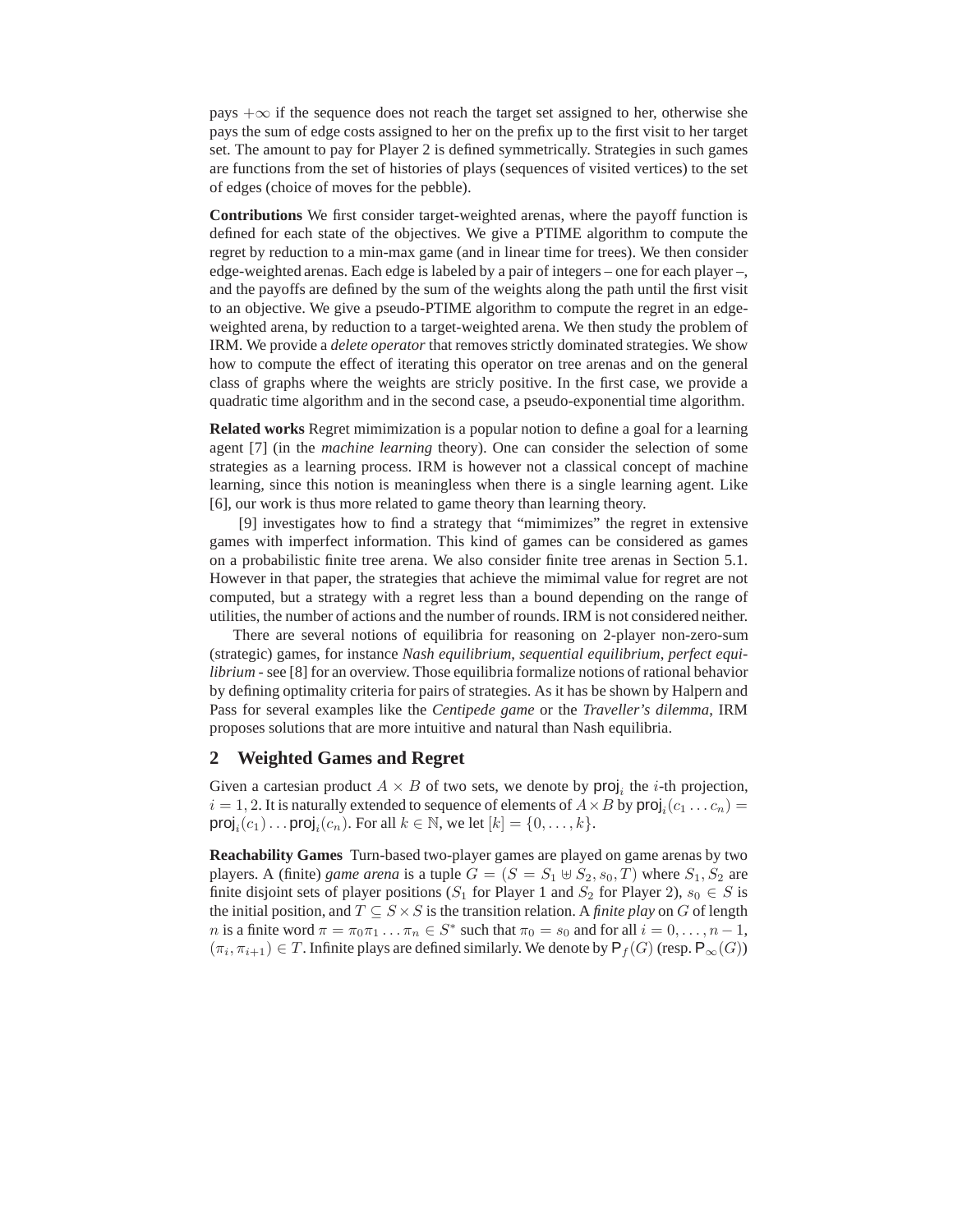pays $+\infty$ if the sequence does not reach the target set assigned to her, otherwise she pays the sum of edge costs assigned to her on the prefix up to the first visit to her target set. The amount to pay for Player 2 is defined symmetrically. Strategies in such games are functions from the set of histories of plays (sequences of visited vertices) to the set of edges (choice of moves for the pebble).

**Contributions** We first consider target-weighted arenas, where the payoff function is defined for each state of the objectives. We give a PTIME algorithm to compute the regret by reduction to a min-max game (and in linear time for trees). We then consider edge-weighted arenas. Each edge is labeled by a pair of integers – one for each player –, and the payoffs are defined by the sum of the weights along the path until the first visit to an objective. We give a pseudo-PTIME algorithm to compute the regret in an edge-weighted arena, by reduction to a target-weighted arena. We then study the problem of IRM. We provide a *delete operator* that removes strictly dominated strategies. We show how to compute the effect of iterating this operator on tree arenas and on the general class of graphs where the weights are stricly positive. In the first case, we provide a quadratic time algorithm and in the second case, a pseudo-exponential time algorithm.

**Related works** Regret mimimization is a popular notion to define a goal for a learning agent [7] (in the *machine learning* theory). One can consider the selection of some strategies as a learning process. IRM is however not a classical concept of machine learning, since this notion is meaningless when there is a single learning agent. Like [6], our work is thus more related to game theory than learning theory.

[9] investigates how to find a strategy that "mimimizes" the regret in extensive games with imperfect information. This kind of games can be considered as games on a probabilistic finite tree arena. We also consider finite tree arenas in Section 5.1. However in that paper, the strategies that achieve the mimimal value for regret are not computed, but a strategy with a regret less than a bound depending on the range of utilities, the number of actions and the number of rounds. IRM is not considered neither.

There are several notions of equilibria for reasoning on 2-player non-zero-sum (strategic) games, for instance *Nash equilibrium*, *sequential equilibrium*, *perfect equilibrium* - see [8] for an overview. Those equilibria formalize notions of rational behavior by defining optimality criteria for pairs of strategies. As it has be shown by Halpern and Pass for several examples like the *Centipede game* or the *Traveller's dilemma*, IRM proposes solutions that are more intuitive and natural than Nash equilibria.

## 2 Weighted Games and Regret

Given a cartesian product $A \times B$ of two sets, we denote by $\mathsf{proj}_i$ the $i$-th projection, $i = 1, 2$. It is naturally extended to sequence of elements of $A \times B$ by $\mathsf{proj}_i(c_1 \dots c_n) = \mathsf{proj}_i(c_1) \dots \mathsf{proj}_i(c_n)$. For all $k \in \mathbb{N}$, we let $[k] = \{0, \dots, k\}$.

**Reachability Games** Turn-based two-player games are played on game arenas by two players. A (finite) *game arena* is a tuple $G = (S = S_1 \uplus S_2, s_0, T)$ where $S_1, S_2$ are finite disjoint sets of player positions ($S_1$ for Player 1 and $S_2$ for Player 2), $s_0 \in S$ is the initial position, and $T \subseteq S \times S$ is the transition relation. A *finite play* on $G$ of length $n$ is a finite word $\pi = \pi_0 \pi_1 \dots \pi_n \in S^*$ such that $\pi_0 = s_0$ and for all $i = 0, \dots, n-1$, $(\pi_i, \pi_{i+1}) \in T$. Infinite plays are defined similarly. We denote by $\mathsf{P}_f(G)$ (resp. $\mathsf{P}_\infty(G)$)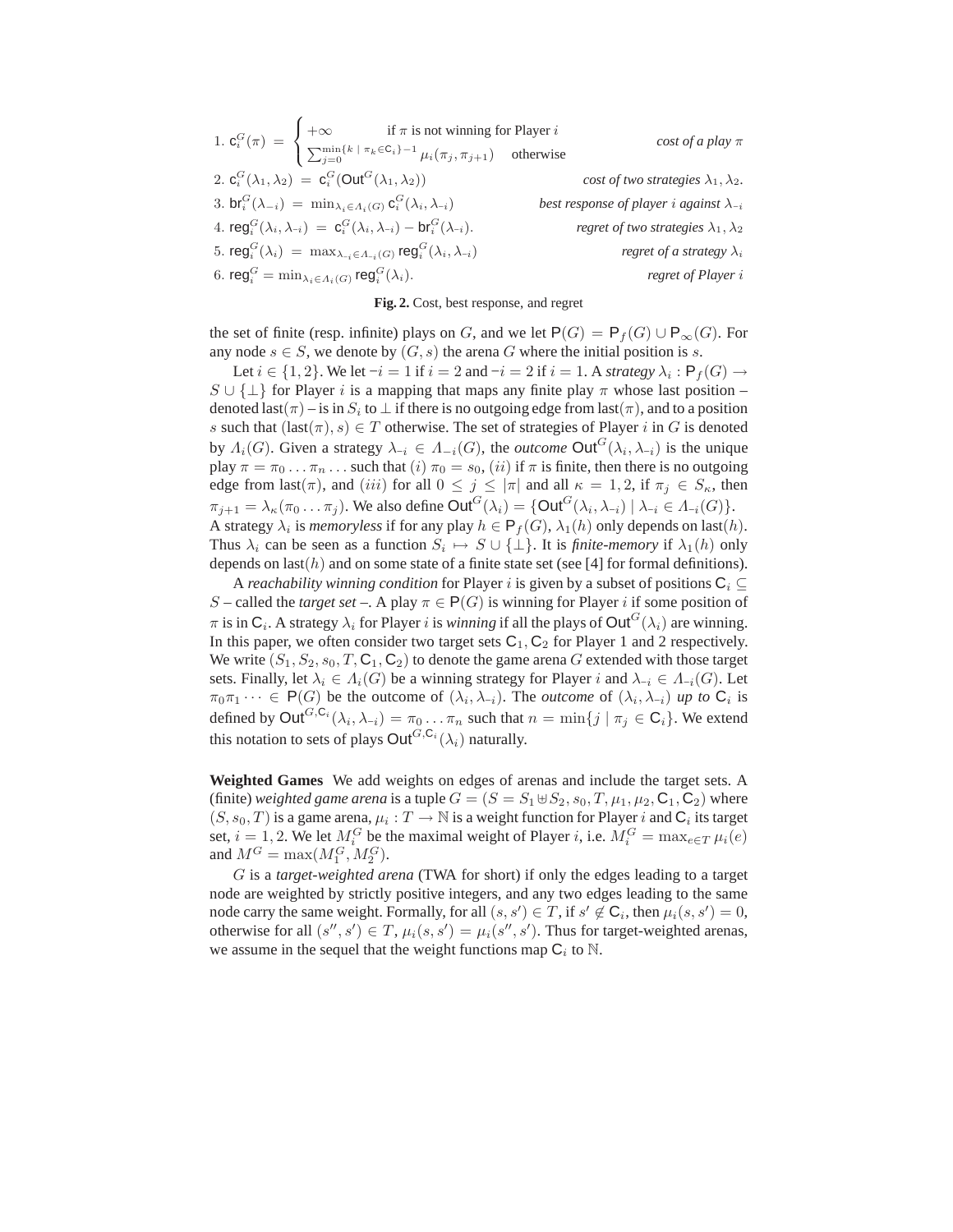1. $\mathsf{c}_i^G(\pi) = \begin{cases} +\infty & \text{if } \pi \text{ is not winning for Player } i \\ \sum_{j=0}^{\min\{k \mid \pi_k \in \mathsf{C}_i\}-1} \mu_i(\pi_j, \pi_{j+1}) & \text{otherwise} \end{cases}$ *cost of a play $\pi$*
2. $\mathsf{c}_i^G(\lambda_1, \lambda_2) = \mathsf{c}_i^G(\mathsf{Out}^G(\lambda_1, \lambda_2))$ *cost of two strategies $\lambda_1, \lambda_2$.*
3. $\mathsf{br}_i^G(\lambda_{-i}) = \min_{\lambda_i \in \Lambda_i(G)} \mathsf{c}_i^G(\lambda_i, \lambda_{-i})$ *best response of player $i$ against $\lambda_{-i}$*
4. $\mathsf{reg}_i^G(\lambda_i, \lambda_{-i}) = \mathsf{c}_i^G(\lambda_i, \lambda_{-i}) - \mathsf{br}_i^G(\lambda_{-i})$. *regret of two strategies $\lambda_1, \lambda_2$*
5. $\mathsf{reg}_i^G(\lambda_i) = \max_{\lambda_{-i} \in \Lambda_{-i}(G)} \mathsf{reg}_i^G(\lambda_i, \lambda_{-i})$ *regret of a strategy $\lambda_i$*
6. $\mathsf{reg}_i^G = \min_{\lambda_i \in \Lambda_i(G)} \mathsf{reg}_i^G(\lambda_i)$. *regret of Player $i$*

**Fig. 2.** Cost, best response, and regret

the set of finite (resp. infinite) plays on $G$, and we let $\mathsf{P}(G) = \mathsf{P}_f(G) \cup \mathsf{P}_\infty(G)$. For any node $s \in S$, we denote by $(G, s)$ the arena $G$ where the initial position is $s$.

Let $i \in \{1, 2\}$. We let $-i = 1$ if $i = 2$ and $-i = 2$ if $i = 1$. A *strategy* $\lambda_i : \mathsf{P}_f(G) \to S \cup \{\bot\}$ for Player $i$ is a mapping that maps any finite play $\pi$ whose last position – denoted last$(\pi)$ – is in $S_i$ to $\bot$ if there is no outgoing edge from last$(\pi)$, and to a position $s$ such that $(\text{last}(\pi), s) \in T$ otherwise. The set of strategies of Player $i$ in $G$ is denoted by $\Lambda_i(G)$. Given a strategy $\lambda_{-i} \in \Lambda_{-i}(G)$, the *outcome* $\mathsf{Out}^G(\lambda_i, \lambda_{-i})$ is the unique play $\pi = \pi_0 \dots \pi_n \dots$ such that $(i)$ $\pi_0 = s_0$, $(ii)$ if $\pi$ is finite, then there is no outgoing edge from last$(\pi)$, and $(iii)$ for all $0 \leq j \leq |\pi|$ and all $\kappa = 1, 2$, if $\pi_j \in S_\kappa$, then $\pi_{j+1} = \lambda_\kappa(\pi_0 \dots \pi_j)$. We also define $\mathsf{Out}^G(\lambda_i) = \{\mathsf{Out}^G(\lambda_i, \lambda_{-i}) \mid \lambda_{-i} \in \Lambda_{-i}(G)\}$. A strategy $\lambda_i$ is *memoryless* if for any play $h \in \mathsf{P}_f(G)$, $\lambda_1(h)$ only depends on last$(h)$. Thus $\lambda_i$ can be seen as a function $S_i \mapsto S \cup \{\bot\}$. It is *finite-memory* if $\lambda_1(h)$ only depends on last$(h)$ and on some state of a finite state set (see [4] for formal definitions).

A *reachability winning condition* for Player $i$ is given by a subset of positions $\mathsf{C}_i \subseteq S$ – called the *target set* –. A play $\pi \in \mathsf{P}(G)$ is winning for Player $i$ if some position of $\pi$ is in $\mathsf{C}_i$. A strategy $\lambda_i$ for Player $i$ is *winning* if all the plays of $\mathsf{Out}^G(\lambda_i)$ are winning. In this paper, we often consider two target sets $\mathsf{C}_1, \mathsf{C}_2$ for Player 1 and 2 respectively. We write $(S_1, S_2, s_0, T, \mathsf{C}_1, \mathsf{C}_2)$ to denote the game arena $G$ extended with those target sets. Finally, let $\lambda_i \in \Lambda_i(G)$ be a winning strategy for Player $i$ and $\lambda_{-i} \in \Lambda_{-i}(G)$. Let $\pi_0\pi_1 \dots \in \mathsf{P}(G)$ be the outcome of $(\lambda_i, \lambda_{-i})$. The *outcome* of $(\lambda_i, \lambda_{-i})$ *up to* $\mathsf{C}_i$ is defined by $\mathsf{Out}^{G,\mathsf{C}_i}(\lambda_i, \lambda_{-i}) = \pi_0 \dots \pi_n$ such that $n = \min\{j \mid \pi_j \in \mathsf{C}_i\}$. We extend this notation to sets of plays $\mathsf{Out}^{G,\mathsf{C}_i}(\lambda_i)$ naturally.

**Weighted Games** We add weights on edges of arenas and include the target sets. A (finite) *weighted game arena* is a tuple $G = (S = S_1 \uplus S_2, s_0, T, \mu_1, \mu_2, \mathsf{C}_1, \mathsf{C}_2)$ where $(S, s_0, T)$ is a game arena, $\mu_i : T \to \mathbb{N}$ is a weight function for Player $i$ and $\mathsf{C}_i$ its target set, $i = 1, 2$. We let $M_i^G$ be the maximal weight of Player $i$, i.e. $M_i^G = \max_{e \in T} \mu_i(e)$ and $M^G = \max(M_1^G, M_2^G)$.

$G$ is a *target-weighted arena* (TWA for short) if only the edges leading to a target node are weighted by strictly positive integers, and any two edges leading to the same node carry the same weight. Formally, for all $(s, s') \in T$, if $s' \notin \mathsf{C}_i$, then $\mu_i(s, s') = 0$, otherwise for all $(s'', s') \in T$, $\mu_i(s, s') = \mu_i(s'', s')$. Thus for target-weighted arenas, we assume in the sequel that the weight functions map $\mathsf{C}_i$ to $\mathbb{N}$.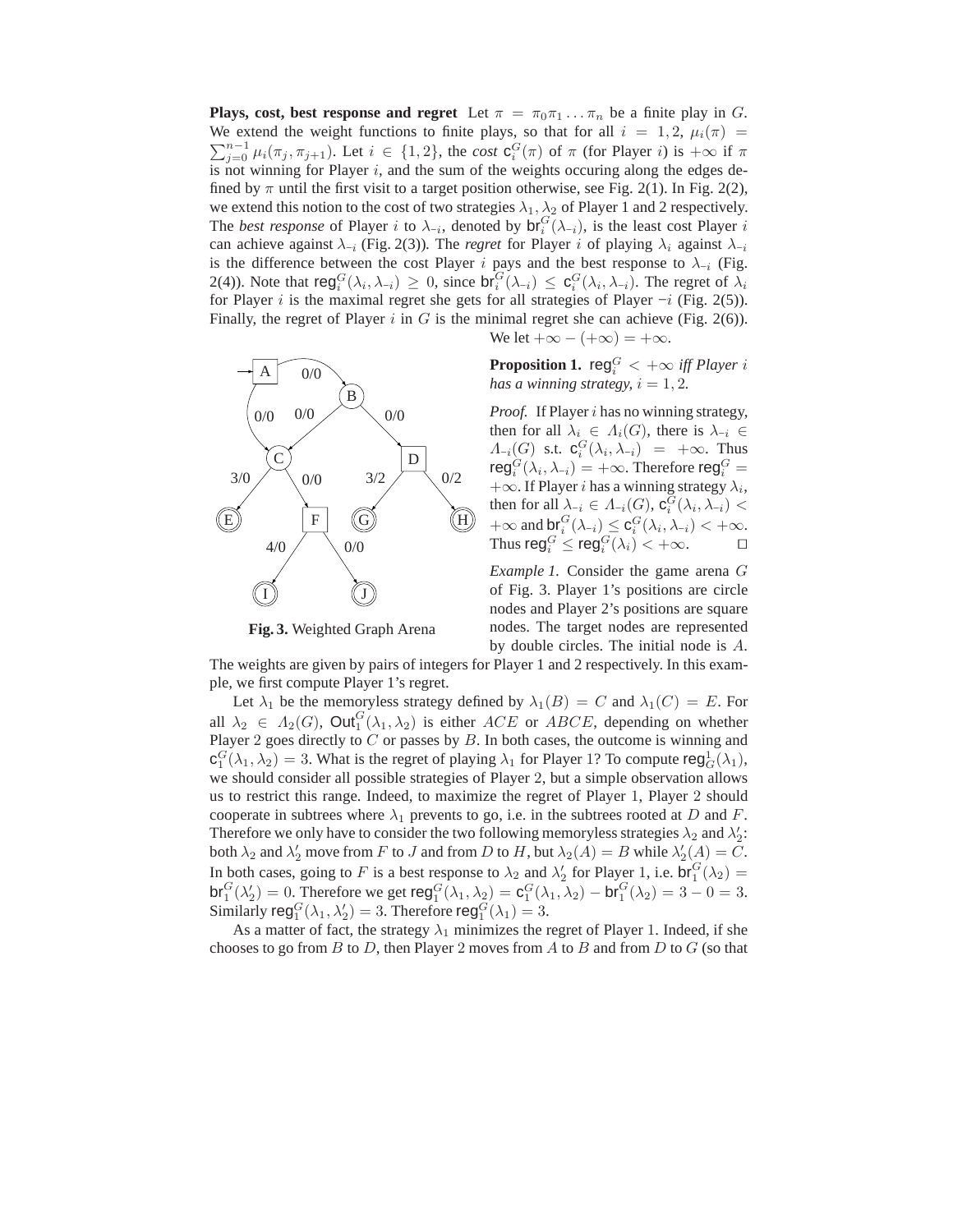**Plays, cost, best response and regret** Let $\pi = \pi_0\pi_1 \ldots \pi_n$ be a finite play in $G$. We extend the weight functions to finite plays, so that for all $i = 1, 2$, $\mu_i(\pi) = \sum_{j=0}^{n-1} \mu_i(\pi_j, \pi_{j+1})$. Let $i \in \{1, 2\}$, the *cost* $\mathsf{c}_i^G(\pi)$ of $\pi$ (for Player $i$) is $+\infty$ if $\pi$ is not winning for Player $i$, and the sum of the weights occuring along the edges defined by $\pi$ until the first visit to a target position otherwise, see Fig. 2(1). In Fig. 2(2), we extend this notion to the cost of two strategies $\lambda_1, \lambda_2$ of Player 1 and 2 respectively. The *best response* of Player $i$ to $\lambda_{-i}$, denoted by $\mathsf{br}_i^G(\lambda_{-i})$, is the least cost Player $i$ can achieve against $\lambda_{-i}$ (Fig. 2(3)). The *regret* for Player $i$ of playing $\lambda_i$ against $\lambda_{-i}$ is the difference between the cost Player $i$ pays and the best response to $\lambda_{-i}$ (Fig. 2(4)). Note that $\mathsf{reg}_i^G(\lambda_i, \lambda_{-i}) \geq 0$, since $\mathsf{br}_i^G(\lambda_{-i}) \leq \mathsf{c}_i^G(\lambda_i, \lambda_{-i})$. The regret of $\lambda_i$ for Player $i$ is the maximal regret she gets for all strategies of Player $-i$ (Fig. 2(5)). Finally, the regret of Player $i$ in $G$ is the minimal regret she can achieve (Fig. 2(6)). We let $+\infty - (+\infty) = +\infty$.

Fig. 3. Weighted Graph Arena

**Proposition 1.** $\mathsf{reg}_i^G < +\infty$ *iff Player* $i$ *has a winning strategy,* $i = 1, 2$.

*Proof.* If Player $i$ has no winning strategy, then for all $\lambda_i \in \Lambda_i(G)$, there is $\lambda_{-i} \in \Lambda_{-i}(G)$ s.t. $\mathsf{c}_i^G(\lambda_i, \lambda_{-i}) = +\infty$. Thus $\mathsf{reg}_i^G(\lambda_i, \lambda_{-i}) = +\infty$. Therefore $\mathsf{reg}_i^G = +\infty$. If Player $i$ has a winning strategy $\lambda_i$, then for all $\lambda_{-i} \in \Lambda_{-i}(G)$, $\mathsf{c}_i^G(\lambda_i, \lambda_{-i}) < +\infty$ and $\mathsf{br}_i^G(\lambda_{-i}) \leq \mathsf{c}_i^G(\lambda_i, \lambda_{-i}) < +\infty$. Thus $\mathsf{reg}_i^G \leq \mathsf{reg}_i^G(\lambda_i) < +\infty$. ☐

*Example 1.* Consider the game arena $G$ of Fig. 3. Player 1's positions are circle nodes and Player 2's positions are square nodes. The target nodes are represented by double circles. The initial node is $A$. The weights are given by pairs of integers for Player 1 and 2 respectively. In this example, we first compute Player 1's regret.

Let $\lambda_1$ be the memoryless strategy defined by $\lambda_1(B) = C$ and $\lambda_1(C) = E$. For all $\lambda_2 \in \Lambda_2(G)$, $\mathsf{Out}_1^G(\lambda_1, \lambda_2)$ is either $ACE$ or $ABCE$, depending on whether Player 2 goes directly to $C$ or passes by $B$. In both cases, the outcome is winning and $\mathsf{c}_1^G(\lambda_1, \lambda_2) = 3$. What is the regret of playing $\lambda_1$ for Player 1? To compute $\mathsf{reg}_G^1(\lambda_1)$, we should consider all possible strategies of Player 2, but a simple observation allows us to restrict this range. Indeed, to maximize the regret of Player 1, Player 2 should cooperate in subtrees where $\lambda_1$ prevents to go, i.e. in the subtrees rooted at $D$ and $F$. Therefore we only have to consider the two following memoryless strategies $\lambda_2$ and $\lambda_2'$: both $\lambda_2$ and $\lambda_2'$ move from $F$ to $J$ and from $D$ to $H$, but $\lambda_2(A) = B$ while $\lambda_2'(A) = C$. In both cases, going to $F$ is a best response to $\lambda_2$ and $\lambda_2'$ for Player 1, i.e. $\mathsf{br}_1^G(\lambda_2) = \mathsf{br}_1^G(\lambda_2') = 0$. Therefore we get $\mathsf{reg}_1^G(\lambda_1, \lambda_2) = \mathsf{c}_1^G(\lambda_1, \lambda_2) - \mathsf{br}_1^G(\lambda_2) = 3 - 0 = 3$. Similarly $\mathsf{reg}_1^G(\lambda_1, \lambda_2') = 3$. Therefore $\mathsf{reg}_1^G(\lambda_1) = 3$.

As a matter of fact, the strategy $\lambda_1$ minimizes the regret of Player 1. Indeed, if she chooses to go from $B$ to $D$, then Player 2 moves from $A$ to $B$ and from $D$ to $G$ (so that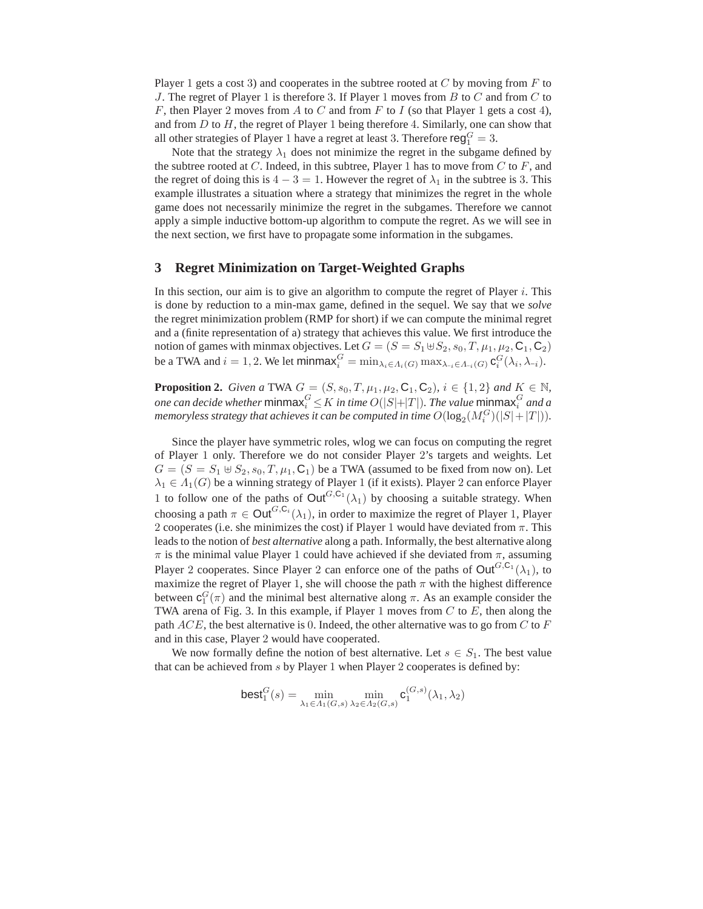Player 1 gets a cost 3) and cooperates in the subtree rooted at $C$ by moving from $F$ to $J$. The regret of Player 1 is therefore 3. If Player 1 moves from $B$ to $C$ and from $C$ to $F$, then Player 2 moves from $A$ to $C$ and from $F$ to $I$ (so that Player 1 gets a cost 4), and from $D$ to $H$, the regret of Player 1 being therefore 4. Similarly, one can show that all other strategies of Player 1 have a regret at least 3. Therefore $\mathsf{reg}_1^G = 3$.

Note that the strategy $\lambda_1$ does not minimize the regret in the subgame defined by the subtree rooted at $C$. Indeed, in this subtree, Player 1 has to move from $C$ to $F$, and the regret of doing this is $4 - 3 = 1$. However the regret of $\lambda_1$ in the subtree is 3. This example illustrates a situation where a strategy that minimizes the regret in the whole game does not necessarily minimize the regret in the subgames. Therefore we cannot apply a simple inductive bottom-up algorithm to compute the regret. As we will see in the next section, we first have to propagate some information in the subgames.

## 3 Regret Minimization on Target-Weighted Graphs

In this section, our aim is to give an algorithm to compute the regret of Player $i$. This is done by reduction to a min-max game, defined in the sequel. We say that we *solve* the regret minimization problem (RMP for short) if we can compute the minimal regret and a (finite representation of a) strategy that achieves this value. We first introduce the notion of games with minmax objectives. Let $G = (S = S_1 \uplus S_2, s_0, T, \mu_1, \mu_2, \mathsf{C}_1, \mathsf{C}_2)$ be a TWA and $i = 1, 2$. We let $\mathsf{minmax}_i^G = \min_{\lambda_i \in \Lambda_i(G)} \max_{\lambda_{-i} \in \Lambda_{-i}(G)} \mathsf{c}_i^G(\lambda_i, \lambda_{-i})$.

**Proposition 2.** *Given a* TWA $G = (S, s_0, T, \mu_1, \mu_2, \mathsf{C}_1, \mathsf{C}_2)$*,* $i \in \{1, 2\}$ *and* $K \in \mathbb{N}$*, one can decide whether* $\mathsf{minmax}_i^G \leq K$ *in time* $O(|S| + |T|)$*. The value* $\mathsf{minmax}_i^G$ *and a memoryless strategy that achieves it can be computed in time* $O(\log_2(M_i^G)(|S| + |T|))$*.*

Since the player have symmetric roles, wlog we can focus on computing the regret of Player 1 only. Therefore we do not consider Player 2's targets and weights. Let $G = (S = S_1 \uplus S_2, s_0, T, \mu_1, \mathsf{C}_1)$ be a TWA (assumed to be fixed from now on). Let $\lambda_1 \in \Lambda_1(G)$ be a winning strategy of Player 1 (if it exists). Player 2 can enforce Player 1 to follow one of the paths of $\mathsf{Out}^{G,\mathsf{C}_1}(\lambda_1)$ by choosing a suitable strategy. When choosing a path $\pi \in \mathsf{Out}^{G,\mathsf{C}_i}(\lambda_1)$, in order to maximize the regret of Player 1, Player 2 cooperates (i.e. she minimizes the cost) if Player 1 would have deviated from $\pi$. This leads to the notion of *best alternative* along a path. Informally, the best alternative along $\pi$ is the minimal value Player 1 could have achieved if she deviated from $\pi$, assuming Player 2 cooperates. Since Player 2 can enforce one of the paths of $\mathsf{Out}^{G,\mathsf{C}_1}(\lambda_1)$, to maximize the regret of Player 1, she will choose the path $\pi$ with the highest difference between $\mathsf{c}_1^G(\pi)$ and the minimal best alternative along $\pi$. As an example consider the TWA arena of Fig. 3. In this example, if Player 1 moves from $C$ to $E$, then along the path $ACE$, the best alternative is 0. Indeed, the other alternative was to go from $C$ to $F$ and in this case, Player 2 would have cooperated.

We now formally define the notion of best alternative. Let $s \in S_1$. The best value that can be achieved from $s$ by Player 1 when Player 2 cooperates is defined by:

$$\mathsf{best}_1^G(s) = \min_{\lambda_1 \in \Lambda_1(G,s)} \min_{\lambda_2 \in \Lambda_2(G,s)} \mathsf{c}_1^{(G,s)}(\lambda_1, \lambda_2)$$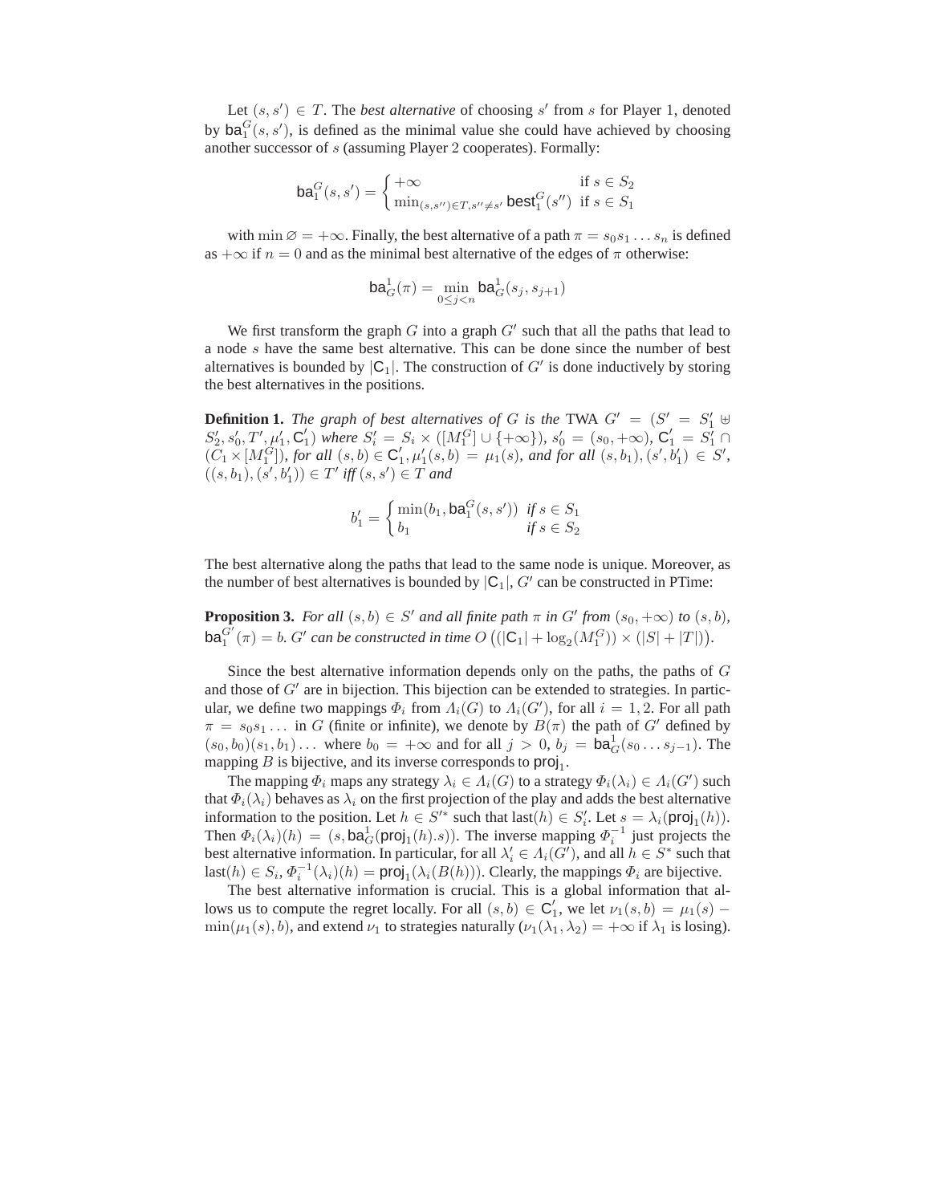Let $(s, s') \in T$. The *best alternative* of choosing $s'$ from $s$ for Player 1, denoted by $\mathsf{ba}_1^G(s, s')$, is defined as the minimal value she could have achieved by choosing another successor of $s$ (assuming Player 2 cooperates). Formally:

$$\mathsf{ba}_1^G(s, s') = \begin{cases} +\infty & \text{if } s \in S_2 \\ \min_{(s,s'') \in T, s'' \neq s'} \mathsf{best}_1^G(s'') & \text{if } s \in S_1 \end{cases}$$

with $\min \varnothing = +\infty$. Finally, the best alternative of a path $\pi = s_0 s_1 \dots s_n$ is defined as $+\infty$ if $n = 0$ and as the minimal best alternative of the edges of $\pi$ otherwise:

$$\mathsf{ba}_G^1(\pi) = \min_{0 \leq j < n} \mathsf{ba}_G^1(s_j, s_{j+1})$$

We first transform the graph $G$ into a graph $G'$ such that all the paths that lead to a node $s$ have the same best alternative. This can be done since the number of best alternatives is bounded by $|\mathsf{C}_1|$. The construction of $G'$ is done inductively by storing the best alternatives in the positions.

**Definition 1.** *The graph of best alternatives of $G$ is the* TWA $G' = (S' = S_1' \uplus S_2', s_0', T', \mu_1', \mathsf{C}_1')$ *where* $S_i' = S_i \times ([M_1^G] \cup \{+\infty\})$, $s_0' = (s_0, +\infty)$, $\mathsf{C}_1' = S_1' \cap (C_1 \times [M_1^G])$, *for all* $(s, b) \in \mathsf{C}_1'$, $\mu_1'(s, b) = \mu_1(s)$, *and for all* $(s, b_1), (s', b_1') \in S'$, $((s, b_1), (s', b_1')) \in T'$ *iff* $(s, s') \in T$ *and*

$$b_1' = \begin{cases} \min(b_1, \mathsf{ba}_1^G(s, s')) & \text{if } s \in S_1 \\ b_1 & \text{if } s \in S_2 \end{cases}$$

The best alternative along the paths that lead to the same node is unique. Moreover, as the number of best alternatives is bounded by $|\mathsf{C}_1|$, $G'$ can be constructed in PTime:

**Proposition 3.** *For all $(s, b) \in S'$ and all finite path $\pi$ in $G'$ from $(s_0, +\infty)$ to $(s, b)$, $\mathsf{ba}_1^{G'}(\pi) = b$. $G'$ can be constructed in time $O\left((|\mathsf{C}_1| + \log_2(M_1^G)) \times (|S| + |T|)\right)$.*

Since the best alternative information depends only on the paths, the paths of $G$ and those of $G'$ are in bijection. This bijection can be extended to strategies. In particular, we define two mappings $\Phi_i$ from $\Lambda_i(G)$ to $\Lambda_i(G')$, for all $i = 1, 2$. For all path $\pi = s_0 s_1 \dots$ in $G$ (finite or infinite), we denote by $B(\pi)$ the path of $G'$ defined by $(s_0, b_0)(s_1, b_1) \dots$ where $b_0 = +\infty$ and for all $j > 0$, $b_j = \mathsf{ba}_G^1(s_0 \dots s_{j-1})$. The mapping $B$ is bijective, and its inverse corresponds to $\mathsf{proj}_1$.

The mapping $\Phi_i$ maps any strategy $\lambda_i \in \Lambda_i(G)$ to a strategy $\Phi_i(\lambda_i) \in \Lambda_i(G')$ such that $\Phi_i(\lambda_i)$ behaves as $\lambda_i$ on the first projection of the play and adds the best alternative information to the position. Let $h \in S'^*$ such that $\mathsf{last}(h) \in S_i'$. Let $s = \lambda_i(\mathsf{proj}_1(h))$. Then $\Phi_i(\lambda_i)(h) = (s, \mathsf{ba}_G^1(\mathsf{proj}_1(h).s))$. The inverse mapping $\Phi_i^{-1}$ just projects the best alternative information. In particular, for all $\lambda_i' \in \Lambda_i(G')$, and all $h \in S^*$ such that $\mathsf{last}(h) \in S_i$, $\Phi_i^{-1}(\lambda_i)(h) = \mathsf{proj}_1(\lambda_i(B(h)))$. Clearly, the mappings $\Phi_i$ are bijective.

The best alternative information is crucial. This is a global information that allows us to compute the regret locally. For all $(s, b) \in \mathsf{C}_1'$, we let $\nu_1(s, b) = \mu_1(s) - \min(\mu_1(s), b)$, and extend $\nu_1$ to strategies naturally ($\nu_1(\lambda_1, \lambda_2) = +\infty$ if $\lambda_1$ is losing).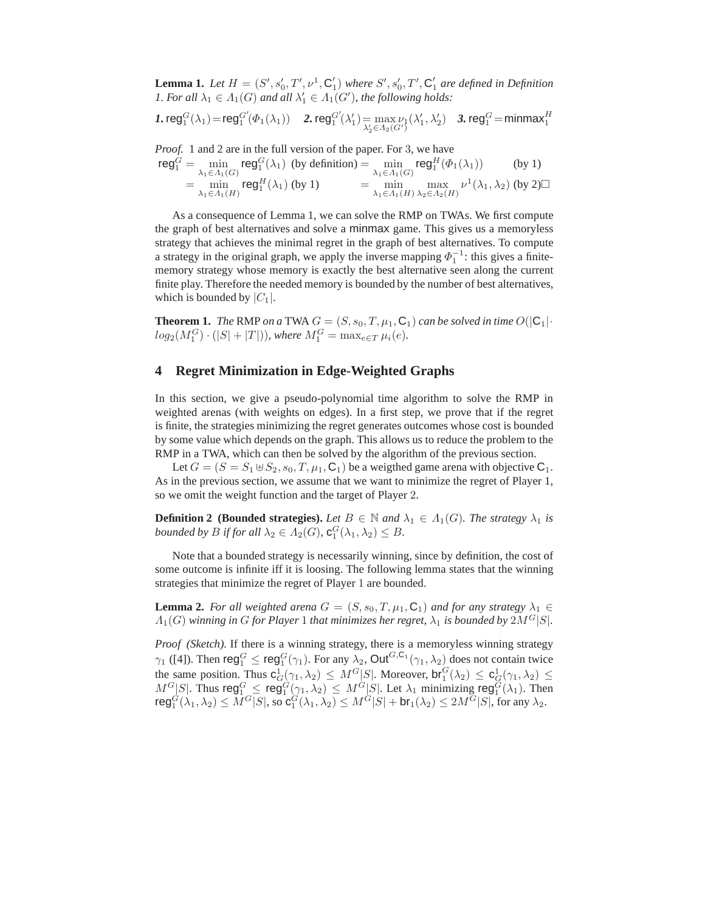**Lemma 1.** *Let $H = (S', s'_0, T', \nu^1, \mathsf{C}'_1)$ where $S', s'_0, T', \mathsf{C}'_1$ are defined in Definition 1. For all $\lambda_1 \in \Lambda_1(G)$ and all $\lambda'_1 \in \Lambda_1(G')$, the following holds:*

***1.*** $\mathsf{reg}_1^G(\lambda_1) = \mathsf{reg}_1^{G'}(\Phi_1(\lambda_1))$ ***2.*** $\mathsf{reg}_1^{G'}(\lambda'_1) = \max_{\lambda'_2 \in \Lambda_2(G')} \nu_1(\lambda'_1, \lambda'_2)$ ***3.*** $\mathsf{reg}_1^G = \mathsf{minmax}_1^H$

*Proof.* 1 and 2 are in the full version of the paper. For 3, we have

$$
\begin{aligned}
\mathsf{reg}_1^G &= \min_{\lambda_1 \in \Lambda_1(G)} \mathsf{reg}_1^G(\lambda_1) \text{ (by definition)} = \min_{\lambda_1 \in \Lambda_1(G)} \mathsf{reg}_1^H(\Phi_1(\lambda_1)) \quad \text{(by 1)} \\
&= \min_{\lambda_1 \in \Lambda_1(H)} \mathsf{reg}_1^H(\lambda_1) \text{ (by 1)} \quad = \min_{\lambda_1 \in \Lambda_1(H)} \max_{\lambda_2 \in \Lambda_2(H)} \nu^1(\lambda_1, \lambda_2) \text{ (by 2)} \square
\end{aligned}
$$

As a consequence of Lemma 1, we can solve the RMP on TWAs. We first compute the graph of best alternatives and solve a $\mathsf{minmax}$ game. This gives us a memoryless strategy that achieves the minimal regret in the graph of best alternatives. To compute a strategy in the original graph, we apply the inverse mapping $\Phi_1^{-1}$: this gives a finite-memory strategy whose memory is exactly the best alternative seen along the current finite play. Therefore the needed memory is bounded by the number of best alternatives, which is bounded by $|C_1|$.

**Theorem 1.** *The* RMP *on a* TWA $G = (S, s_0, T, \mu_1, \mathsf{C}_1)$ *can be solved in time $O(|\mathsf{C}_1| \cdot log_2(M_1^G) \cdot (|S| + |T|))$, where $M_1^G = \max_{e \in T} \mu_i(e)$.*

## 4 Regret Minimization in Edge-Weighted Graphs

In this section, we give a pseudo-polynomial time algorithm to solve the RMP in weighted arenas (with weights on edges). In a first step, we prove that if the regret is finite, the strategies minimizing the regret generates outcomes whose cost is bounded by some value which depends on the graph. This allows us to reduce the problem to the RMP in a TWA, which can then be solved by the algorithm of the previous section.

Let $G = (S = S_1 \uplus S_2, s_0, T, \mu_1, \mathsf{C}_1)$ be a weigthed game arena with objective $\mathsf{C}_1$. As in the previous section, we assume that we want to minimize the regret of Player 1, so we omit the weight function and the target of Player 2.

**Definition 2 (Bounded strategies).** *Let $B \in \mathbb{N}$ and $\lambda_1 \in \Lambda_1(G)$. The strategy $\lambda_1$ is bounded by $B$ if for all $\lambda_2 \in \Lambda_2(G)$, $\mathsf{c}_1^G(\lambda_1, \lambda_2) \leq B$.*

Note that a bounded strategy is necessarily winning, since by definition, the cost of some outcome is infinite iff it is loosing. The following lemma states that the winning strategies that minimize the regret of Player 1 are bounded.

**Lemma 2.** *For all weighted arena $G = (S, s_0, T, \mu_1, \mathsf{C}_1)$ and for any strategy $\lambda_1 \in \Lambda_1(G)$ winning in $G$ for Player 1 that minimizes her regret, $\lambda_1$ is bounded by $2M^G|S|$.*

*Proof (Sketch).* If there is a winning strategy, there is a memoryless winning strategy $\gamma_1$ ([4]). Then $\mathsf{reg}_1^G \leq \mathsf{reg}_1^G(\gamma_1)$. For any $\lambda_2$, $\mathsf{Out}^{G,\mathsf{C}_1}(\gamma_1, \lambda_2)$ does not contain twice the same position. Thus $\mathsf{c}_G^1(\gamma_1, \lambda_2) \leq M^G|S|$. Moreover, $\mathsf{br}_1^G(\lambda_2) \leq \mathsf{c}_G^1(\gamma_1, \lambda_2) \leq M^G|S|$. Thus $\mathsf{reg}_1^G \leq \mathsf{reg}_1^G(\gamma_1, \lambda_2) \leq M^G|S|$. Let $\lambda_1$ minimizing $\mathsf{reg}_1^G(\lambda_1)$. Then $\mathsf{reg}_1^G(\lambda_1, \lambda_2) \leq M^G|S|$, so $\mathsf{c}_1^G(\lambda_1, \lambda_2) \leq M^G|S| + \mathsf{br}_1(\lambda_2) \leq 2M^G|S|$, for any $\lambda_2$.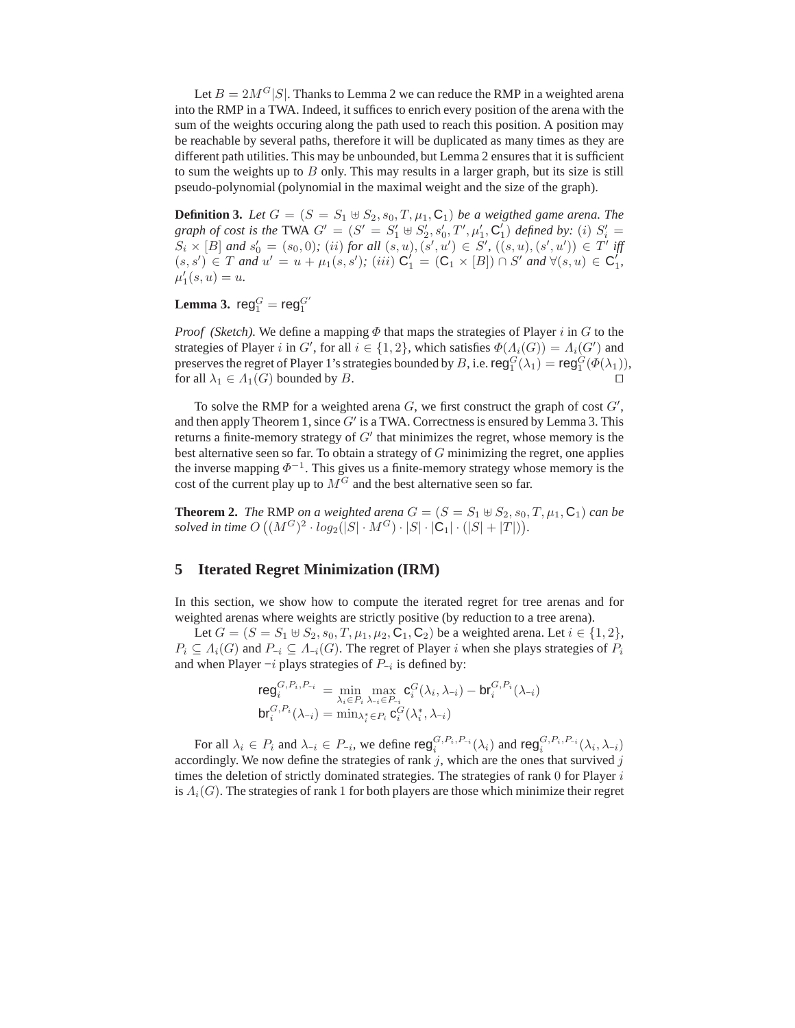Let $B = 2M^G|S|$. Thanks to Lemma 2 we can reduce the RMP in a weighted arena into the RMP in a TWA. Indeed, it suffices to enrich every position of the arena with the sum of the weights occuring along the path used to reach this position. A position may be reachable by several paths, therefore it will be duplicated as many times as they are different path utilities. This may be unbounded, but Lemma 2 ensures that it is sufficient to sum the weights up to $B$ only. This may results in a larger graph, but its size is still pseudo-polynomial (polynomial in the maximal weight and the size of the graph).

**Definition 3.** *Let $G = (S = S_1 \uplus S_2, s_0, T, \mu_1, \mathsf{C}_1)$ be a weigthed game arena. The graph of cost is the* TWA $G' = (S' = S'_1 \uplus S'_2, s'_0, T', \mu'_1, \mathsf{C}'_1)$ *defined by: $(i)$ $S'_i = S_i \times [B]$ and $s'_0 = (s_0, 0)$; $(ii)$ for all $(s, u), (s', u') \in S'$, $((s, u), (s', u')) \in T'$ iff $(s, s') \in T$ and $u' = u + \mu_1(s, s')$; $(iii)$ $\mathsf{C}'_1 = (\mathsf{C}_1 \times [B]) \cap S'$ and $\forall (s, u) \in \mathsf{C}'_1$, $\mu'_1(s, u) = u$.*

**Lemma 3.** $\mathsf{reg}_1^G = \mathsf{reg}_1^{G'}$

*Proof (Sketch).* We define a mapping $\Phi$ that maps the strategies of Player $i$ in $G$ to the strategies of Player $i$ in $G'$, for all $i \in \{1, 2\}$, which satisfies $\Phi(\Lambda_i(G)) = \Lambda_i(G')$ and preserves the regret of Player 1's strategies bounded by $B$, i.e. $\mathsf{reg}_1^G(\lambda_1) = \mathsf{reg}_1^G(\Phi(\lambda_1))$, for all $\lambda_1 \in \Lambda_1(G)$ bounded by $B$. $\square$

To solve the RMP for a weighted arena $G$, we first construct the graph of cost $G'$, and then apply Theorem 1, since $G'$ is a TWA. Correctness is ensured by Lemma 3. This returns a finite-memory strategy of $G'$ that minimizes the regret, whose memory is the best alternative seen so far. To obtain a strategy of $G$ minimizing the regret, one applies the inverse mapping $\Phi^{-1}$. This gives us a finite-memory strategy whose memory is the cost of the current play up to $M^G$ and the best alternative seen so far.

**Theorem 2.** *The* RMP *on a weighted arena $G = (S = S_1 \uplus S_2, s_0, T, \mu_1, \mathsf{C}_1)$ can be solved in time $O\left((M^G)^2 \cdot log_2(|S| \cdot M^G) \cdot |S| \cdot |\mathsf{C}_1| \cdot (|S| + |T|)\right)$.*

## 5 Iterated Regret Minimization (IRM)

In this section, we show how to compute the iterated regret for tree arenas and for weighted arenas where weights are strictly positive (by reduction to a tree arena).

Let $G = (S = S_1 \uplus S_2, s_0, T, \mu_1, \mu_2, \mathsf{C}_1, \mathsf{C}_2)$ be a weighted arena. Let $i \in \{1, 2\}$, $P_i \subseteq \Lambda_i(G)$ and $P_{-i} \subseteq \Lambda_{-i}(G)$. The regret of Player $i$ when she plays strategies of $P_i$ and when Player $-i$ plays strategies of $P_{-i}$ is defined by:

$$\mathsf{reg}_i^{G, P_i, P_{-i}} = \min_{\lambda_i \in P_i} \max_{\lambda_{-i} \in P_{-i}} \mathsf{c}_i^G(\lambda_i, \lambda_{-i}) - \mathsf{br}_i^{G, P_i}(\lambda_{-i})$$
$$\mathsf{br}_i^{G, P_i}(\lambda_{-i}) = \min_{\lambda_i^* \in P_i} \mathsf{c}_i^G(\lambda_i^*, \lambda_{-i})$$

For all $\lambda_i \in P_i$ and $\lambda_{-i} \in P_{-i}$, we define $\mathsf{reg}_i^{G, P_i, P_{-i}}(\lambda_i)$ and $\mathsf{reg}_i^{G, P_i, P_{-i}}(\lambda_i, \lambda_{-i})$ accordingly. We now define the strategies of rank $j$, which are the ones that survived $j$ times the deletion of strictly dominated strategies. The strategies of rank $0$ for Player $i$ is $\Lambda_i(G)$. The strategies of rank 1 for both players are those which minimize their regret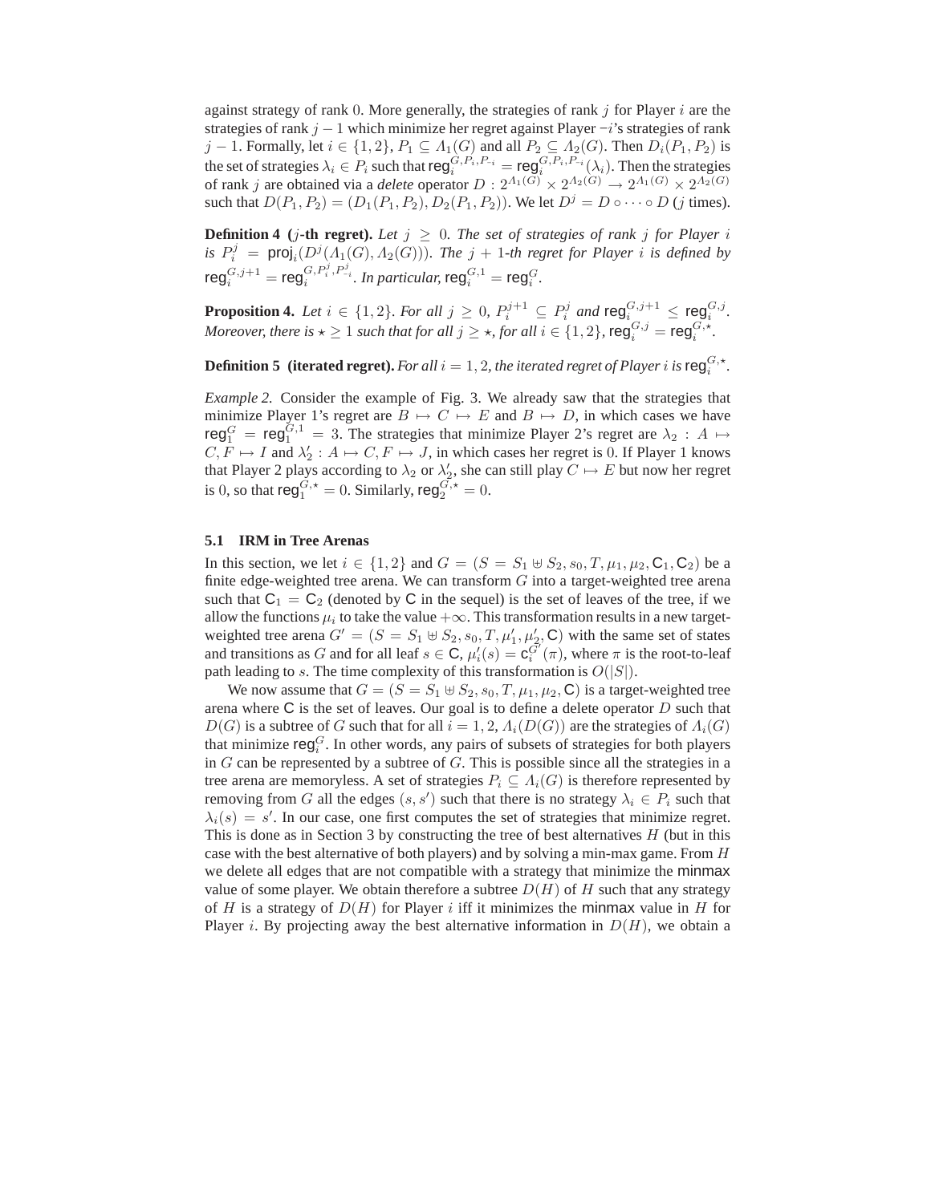against strategy of rank 0. More generally, the strategies of rank $j$ for Player $i$ are the strategies of rank $j-1$ which minimize her regret against Player $-i$'s strategies of rank $j-1$. Formally, let $i \in \{1,2\}$, $P_1 \subseteq \Lambda_1(G)$ and all $P_2 \subseteq \Lambda_2(G)$. Then $D_i(P_1, P_2)$ is the set of strategies $\lambda_i \in P_i$ such that $\mathsf{reg}_i^{G,P_i,P_{-i}} = \mathsf{reg}_i^{G,P_i,P_{-i}}(\lambda_i)$. Then the strategies of rank $j$ are obtained via a *delete* operator $D : 2^{\Lambda_1(G)} \times 2^{\Lambda_2(G)} \to 2^{\Lambda_1(G)} \times 2^{\Lambda_2(G)}$ such that $D(P_1, P_2) = (D_1(P_1, P_2), D_2(P_1, P_2))$. We let $D^j = D \circ \cdots \circ D$ ($j$ times).

**Definition 4 ($j$-th regret).** *Let $j \geq 0$. The set of strategies of rank $j$ for Player $i$ is $P_i^j = \mathsf{proj}_i(D^j(\Lambda_1(G), \Lambda_2(G)))$. The $j+1$-th regret for Player $i$ is defined by $\mathsf{reg}_i^{G,j+1} = \mathsf{reg}_i^{G,P_i^j,P_{-i}^j}$. In particular, $\mathsf{reg}_i^{G,1} = \mathsf{reg}_i^G$.*

**Proposition 4.** *Let $i \in \{1,2\}$. For all $j \geq 0$, $P_i^{j+1} \subseteq P_i^j$ and $\mathsf{reg}_i^{G,j+1} \leq \mathsf{reg}_i^{G,j}$. Moreover, there is $\star \geq 1$ such that for all $j \geq \star$, for all $i \in \{1,2\}$, $\mathsf{reg}_i^{G,j} = \mathsf{reg}_i^{G,\star}$.*

**Definition 5 (iterated regret).** *For all $i = 1,2$, the iterated regret of Player $i$ is $\mathsf{reg}_i^{G,\star}$.*

*Example 2.* Consider the example of Fig. 3. We already saw that the strategies that minimize Player 1's regret are $B \mapsto C \mapsto E$ and $B \mapsto D$, in which cases we have $\mathsf{reg}_1^G = \mathsf{reg}_1^{G,1} = 3$. The strategies that minimize Player 2's regret are $\lambda_2 : A \mapsto C, F \mapsto I$ and $\lambda_2' : A \mapsto C, F \mapsto J$, in which cases her regret is 0. If Player 1 knows that Player 2 plays according to $\lambda_2$ or $\lambda_2'$, she can still play $C \mapsto E$ but now her regret is 0, so that $\mathsf{reg}_1^{G,\star} = 0$. Similarly, $\mathsf{reg}_2^{G,\star} = 0$.

### 5.1 IRM in Tree Arenas

In this section, we let $i \in \{1,2\}$ and $G = (S = S_1 \uplus S_2, s_0, T, \mu_1, \mu_2, \mathsf{C}_1, \mathsf{C}_2)$ be a finite edge-weighted tree arena. We can transform $G$ into a target-weighted tree arena such that $\mathsf{C}_1 = \mathsf{C}_2$ (denoted by $\mathsf{C}$ in the sequel) is the set of leaves of the tree, if we allow the functions $\mu_i$ to take the value $+\infty$. This transformation results in a new target-weighted tree arena $G' = (S = S_1 \uplus S_2, s_0, T, \mu_1', \mu_2', \mathsf{C})$ with the same set of states and transitions as $G$ and for all leaf $s \in \mathsf{C}$, $\mu_i'(s) = \mathsf{c}_i^{G'}(\pi)$, where $\pi$ is the root-to-leaf path leading to $s$. The time complexity of this transformation is $O(|S|)$.

We now assume that $G = (S = S_1 \uplus S_2, s_0, T, \mu_1, \mu_2, \mathsf{C})$ is a target-weighted tree arena where $\mathsf{C}$ is the set of leaves. Our goal is to define a delete operator $D$ such that $D(G)$ is a subtree of $G$ such that for all $i = 1,2$, $\Lambda_i(D(G))$ are the strategies of $\Lambda_i(G)$ that minimize $\mathsf{reg}_i^G$. In other words, any pairs of subsets of strategies for both players in $G$ can be represented by a subtree of $G$. This is possible since all the strategies in a tree arena are memoryless. A set of strategies $P_i \subseteq \Lambda_i(G)$ is therefore represented by removing from $G$ all the edges $(s, s')$ such that there is no strategy $\lambda_i \in P_i$ such that $\lambda_i(s) = s'$. In our case, one first computes the set of strategies that minimize regret. This is done as in Section 3 by constructing the tree of best alternatives $H$ (but in this case with the best alternative of both players) and by solving a min-max game. From $H$ we delete all edges that are not compatible with a strategy that minimize the $\mathsf{minmax}$ value of some player. We obtain therefore a subtree $D(H)$ of $H$ such that any strategy of $H$ is a strategy of $D(H)$ for Player $i$ iff it minimizes the $\mathsf{minmax}$ value in $H$ for Player $i$. By projecting away the best alternative information in $D(H)$, we obtain a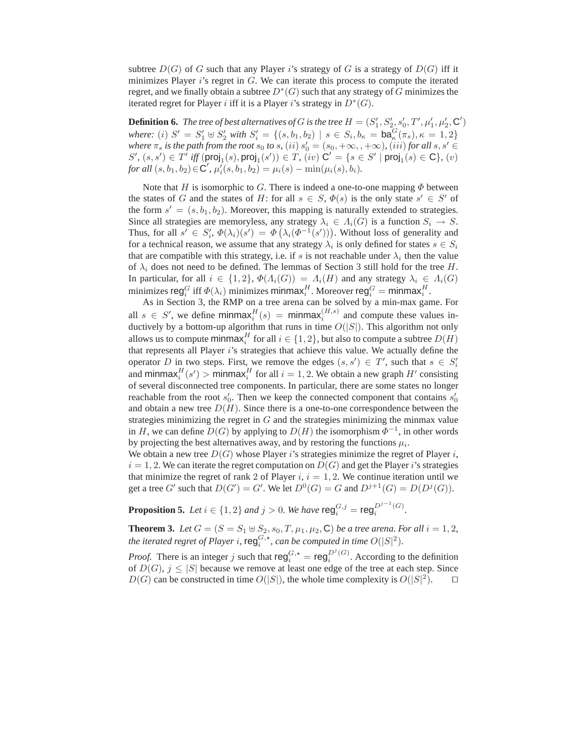subtree $D(G)$ of $G$ such that any Player $i$'s strategy of $G$ is a strategy of $D(G)$ iff it minimizes Player $i$'s regret in $G$. We can iterate this process to compute the iterated regret, and we finally obtain a subtree $D^*(G)$ such that any strategy of $G$ minimizes the iterated regret for Player $i$ iff it is a Player $i$'s strategy in $D^*(G)$.

**Definition 6.** *The tree of best alternatives of $G$ is the tree $H = (S'_1, S'_2, s'_0, T', \mu'_1, \mu'_2, \mathsf{C}')$ where: $(i)$ $S' = S'_1 \uplus S'_2$ with $S'_i = \{(s, b_1, b_2) \mid s \in S_i, b_\kappa = \mathsf{ba}^G_\kappa(\pi_s), \kappa = 1, 2\}$ where $\pi_s$ is the path from the root $s_0$ to $s$, $(ii)$ $s'_0 = (s_0, +\infty, , +\infty)$, $(iii)$ for all $s, s' \in S'$, $(s, s') \in T'$ iff $(\mathsf{proj}_1(s), \mathsf{proj}_1(s')) \in T$, $(iv)$ $\mathsf{C}' = \{s \in S' \mid \mathsf{proj}_1(s) \in \mathsf{C}\}$, $(v)$ for all $(s, b_1, b_2) \in \mathsf{C}'$, $\mu'_i(s, b_1, b_2) = \mu_i(s) - \min(\mu_i(s), b_i)$.*

Note that $H$ is isomorphic to $G$. There is indeed a one-to-one mapping $\Phi$ between the states of $G$ and the states of $H$: for all $s \in S$, $\Phi(s)$ is the only state $s' \in S'$ of the form $s' = (s, b_1, b_2)$. Moreover, this mapping is naturally extended to strategies. Since all strategies are memoryless, any strategy $\lambda_i \in \Lambda_i(G)$ is a function $S_i \to S$. Thus, for all $s' \in S'_i$, $\Phi(\lambda_i)(s') = \Phi\left(\lambda_i(\Phi^{-1}(s'))\right)$. Without loss of generality and for a technical reason, we assume that any strategy $\lambda_i$ is only defined for states $s \in S_i$ that are compatible with this strategy, i.e. if $s$ is not reachable under $\lambda_i$ then the value of $\lambda_i$ does not need to be defined. The lemmas of Section 3 still hold for the tree $H$. In particular, for all $i \in \{1, 2\}$, $\Phi(\Lambda_i(G)) = \Lambda_i(H)$ and any strategy $\lambda_i \in \Lambda_i(G)$ minimizes $\mathsf{reg}^G_i$ iff $\Phi(\lambda_i)$ minimizes $\mathsf{minmax}^H_i$. Moreover $\mathsf{reg}^G_i = \mathsf{minmax}^H_i$.

As in Section 3, the RMP on a tree arena can be solved by a min-max game. For all $s \in S'$, we define $\mathsf{minmax}^H_i(s) = \mathsf{minmax}^{(H,s)}_i$ and compute these values inductively by a bottom-up algorithm that runs in time $O(|S|)$. This algorithm not only allows us to compute $\mathsf{minmax}^H_i$ for all $i \in \{1, 2\}$, but also to compute a subtree $D(H)$ that represents all Player $i$'s strategies that achieve this value. We actually define the operator $D$ in two steps. First, we remove the edges $(s, s') \in T'$, such that $s \in S'_i$ and $\mathsf{minmax}^H_i(s') > \mathsf{minmax}^H_i$ for all $i = 1, 2$. We obtain a new graph $H'$ consisting of several disconnected tree components. In particular, there are some states no longer reachable from the root $s'_0$. Then we keep the connected component that contains $s'_0$ and obtain a new tree $D(H)$. Since there is a one-to-one correspondence between the strategies minimizing the regret in $G$ and the strategies minimizing the minmax value in $H$, we can define $D(G)$ by applying to $D(H)$ the isomorphism $\Phi^{-1}$, in other words by projecting the best alternatives away, and by restoring the functions $\mu_i$.
We obtain a new tree $D(G)$ whose Player $i$'s strategies minimize the regret of Player $i$, $i = 1, 2$. We can iterate the regret computation on $D(G)$ and get the Player $i$'s strategies that minimize the regret of rank 2 of Player $i$, $i = 1, 2$. We continue iteration until we get a tree $G'$ such that $D(G') = G'$. We let $D^0(G) = G$ and $D^{j+1}(G) = D(D^j(G))$.

**Proposition 5.** *Let $i \in \{1, 2\}$ and $j > 0$. We have $\mathsf{reg}^{G,j}_i = \mathsf{reg}^{D^{j-1}(G)}_i$.*

**Theorem 3.** *Let $G = (S = S_1 \uplus S_2, s_0, T, \mu_1, \mu_2, \mathsf{C})$ be a tree arena. For all $i = 1, 2$, the iterated regret of Player $i$, $\mathsf{reg}^{G,\star}_i$, can be computed in time $O(|S|^2)$.*

*Proof.* There is an integer $j$ such that $\mathsf{reg}^{G,\star}_i = \mathsf{reg}^{D^j(G)}_i$. According to the definition of $D(G)$, $j \leq |S|$ because we remove at least one edge of the tree at each step. Since $D(G)$ can be constructed in time $O(|S|)$, the whole time complexity is $O(|S|^2)$. ◻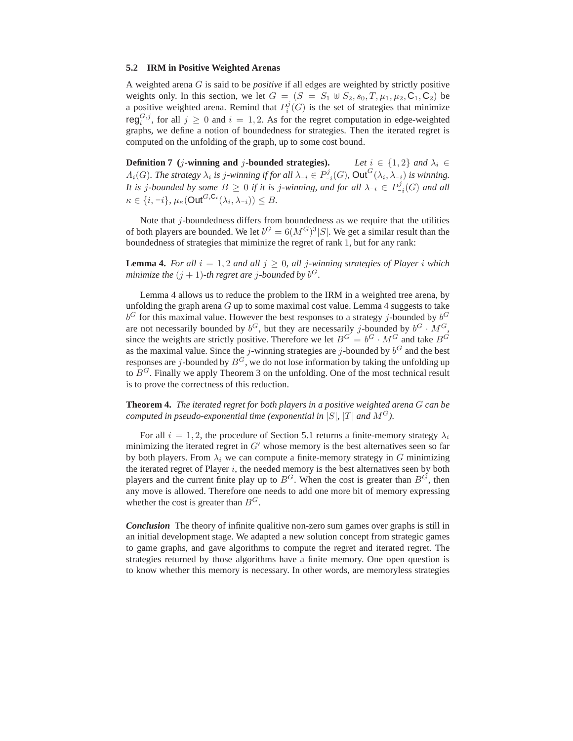### 5.2 IRM in Positive Weighted Arenas

A weighted arena $G$ is said to be *positive* if all edges are weighted by strictly positive weights only. In this section, we let $G = (S = S_1 \uplus S_2, s_0, T, \mu_1, \mu_2, \mathsf{C}_1, \mathsf{C}_2)$ be a positive weighted arena. Remind that $P_i^j(G)$ is the set of strategies that minimize $\mathsf{reg}_i^{G,j}$, for all $j \geq 0$ and $i = 1, 2$. As for the regret computation in edge-weighted graphs, we define a notion of boundedness for strategies. Then the iterated regret is computed on the unfolding of the graph, up to some cost bound.

**Definition 7 ($j$-winning and $j$-bounded strategies).** *Let $i \in \{1, 2\}$ and $\lambda_i \in \Lambda_i(G)$. The strategy $\lambda_i$ is $j$-winning if for all $\lambda_{-i} \in P_{-i}^j(G)$, $\mathsf{Out}^G(\lambda_i, \lambda_{-i})$ is winning. It is $j$-bounded by some $B \geq 0$ if it is $j$-winning, and for all $\lambda_{-i} \in P_{-i}^j(G)$ and all $\kappa \in \{i, -i\}$, $\mu_\kappa(\mathsf{Out}^{G,\mathsf{C}_i}(\lambda_i, \lambda_{-i})) \leq B$.*

Note that $j$-boundedness differs from boundedness as we require that the utilities of both players are bounded. We let $b^G = 6(M^G)^3|S|$. We get a similar result than the boundedness of strategies that miminize the regret of rank 1, but for any rank:

**Lemma 4.** *For all $i = 1, 2$ and all $j \geq 0$, all $j$-winning strategies of Player $i$ which minimize the $(j+1)$-th regret are $j$-bounded by $b^G$.*

Lemma 4 allows us to reduce the problem to the IRM in a weighted tree arena, by unfolding the graph arena $G$ up to some maximal cost value. Lemma 4 suggests to take $b^G$ for this maximal value. However the best responses to a strategy $j$-bounded by $b^G$ are not necessarily bounded by $b^G$, but they are necessarily $j$-bounded by $b^G \cdot M^G$, since the weights are strictly positive. Therefore we let $B^G = b^G \cdot M^G$ and take $B^G$ as the maximal value. Since the $j$-winning strategies are $j$-bounded by $b^G$ and the best responses are $j$-bounded by $B^G$, we do not lose information by taking the unfolding up to $B^G$. Finally we apply Theorem 3 on the unfolding. One of the most technical result is to prove the correctness of this reduction.

**Theorem 4.** *The iterated regret for both players in a positive weighted arena $G$ can be computed in pseudo-exponential time (exponential in $|S|$, $|T|$ and $M^G$).*

For all $i = 1, 2$, the procedure of Section 5.1 returns a finite-memory strategy $\lambda_i$ minimizing the iterated regret in $G'$ whose memory is the best alternatives seen so far by both players. From $\lambda_i$ we can compute a finite-memory strategy in $G$ minimizing the iterated regret of Player $i$, the needed memory is the best alternatives seen by both players and the current finite play up to $B^G$. When the cost is greater than $B^G$, then any move is allowed. Therefore one needs to add one more bit of memory expressing whether the cost is greater than $B^G$.

***Conclusion*** The theory of infinite qualitive non-zero sum games over graphs is still in an initial development stage. We adapted a new solution concept from strategic games to game graphs, and gave algorithms to compute the regret and iterated regret. The strategies returned by those algorithms have a finite memory. One open question is to know whether this memory is necessary. In other words, are memoryless strategies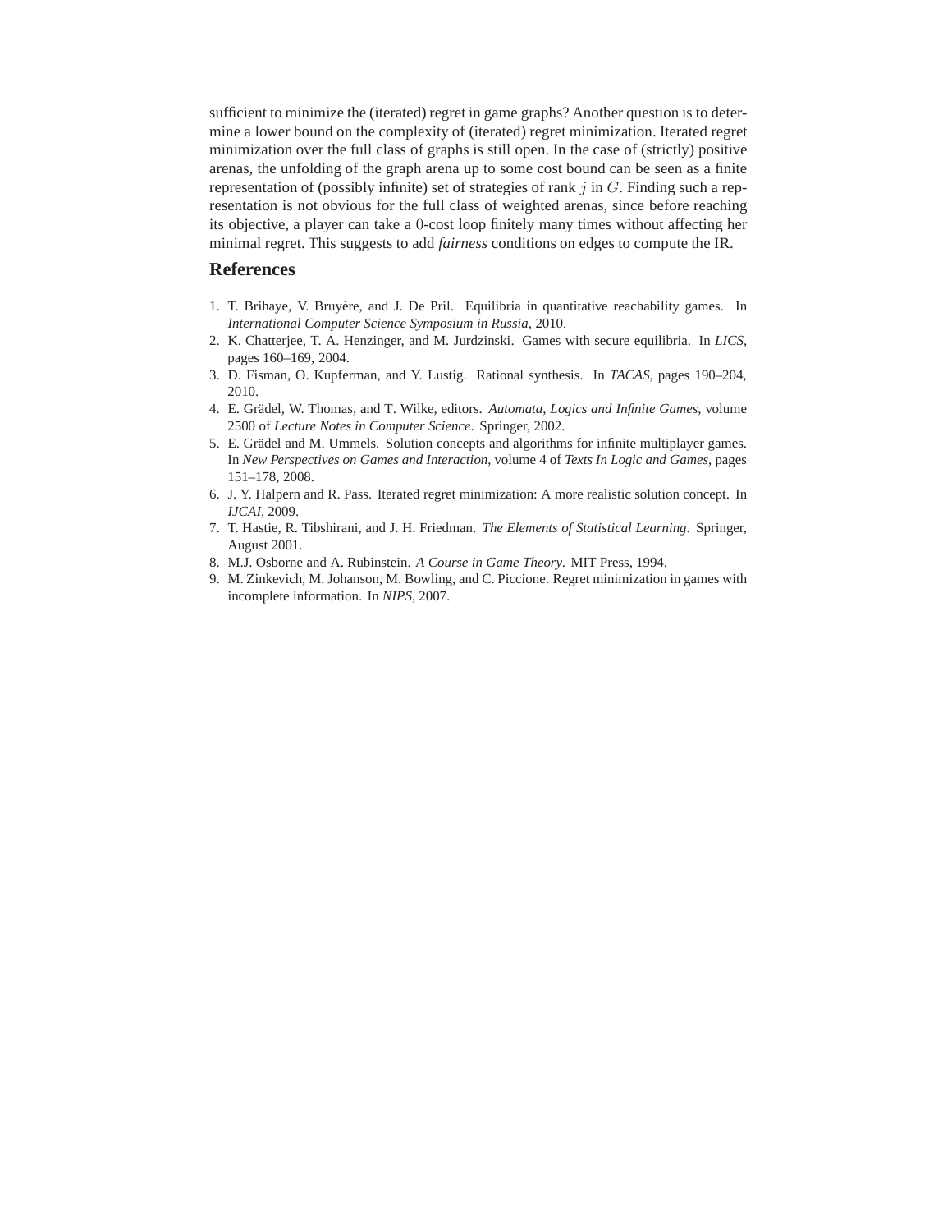sufficient to minimize the (iterated) regret in game graphs? Another question is to determine a lower bound on the complexity of (iterated) regret minimization. Iterated regret minimization over the full class of graphs is still open. In the case of (strictly) positive arenas, the unfolding of the graph arena up to some cost bound can be seen as a finite representation of (possibly infinite) set of strategies of rank $j$ in $G$. Finding such a representation is not obvious for the full class of weighted arenas, since before reaching its objective, a player can take a $0$-cost loop finitely many times without affecting her minimal regret. This suggests to add *fairness* conditions on edges to compute the IR.

## References

1. T. Brihaye, V. Bruyère, and J. De Pril. Equilibria in quantitative reachability games. In *International Computer Science Symposium in Russia*, 2010.
2. K. Chatterjee, T. A. Henzinger, and M. Jurdzinski. Games with secure equilibria. In *LICS*, pages 160–169, 2004.
3. D. Fisman, O. Kupferman, and Y. Lustig. Rational synthesis. In *TACAS*, pages 190–204, 2010.
4. E. Grädel, W. Thomas, and T. Wilke, editors. *Automata, Logics and Infinite Games*, volume 2500 of *Lecture Notes in Computer Science*. Springer, 2002.
5. E. Grädel and M. Ummels. Solution concepts and algorithms for infinite multiplayer games. In *New Perspectives on Games and Interaction*, volume 4 of *Texts In Logic and Games*, pages 151–178, 2008.
6. J. Y. Halpern and R. Pass. Iterated regret minimization: A more realistic solution concept. In *IJCAI*, 2009.
7. T. Hastie, R. Tibshirani, and J. H. Friedman. *The Elements of Statistical Learning*. Springer, August 2001.
8. M.J. Osborne and A. Rubinstein. *A Course in Game Theory*. MIT Press, 1994.
9. M. Zinkevich, M. Johanson, M. Bowling, and C. Piccione. Regret minimization in games with incomplete information. In *NIPS*, 2007.